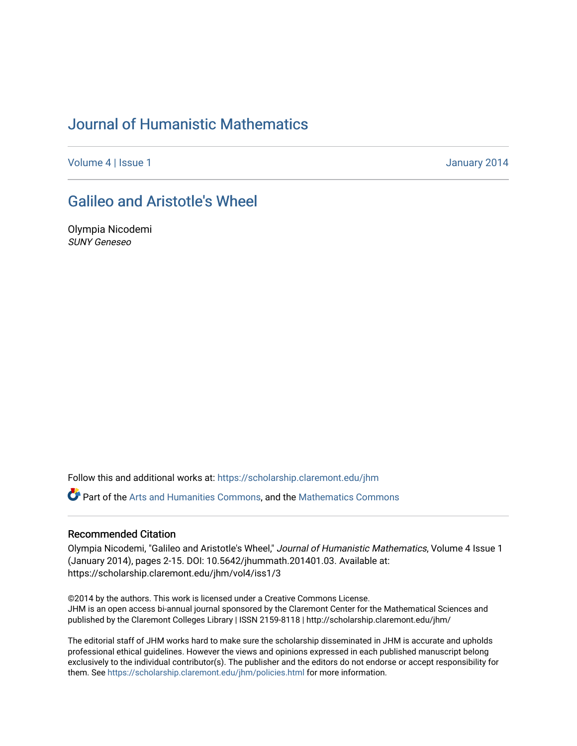# Journal of Humanistic Mathematics

Volume 4 | Issue 1 January 2014

## Galileo and Aristotle's Wheel

Olympia Nicodemi
*SUNY Geneseo*

Follow this and additional works at: https://scholarship.claremont.edu/jhm

Part of the Arts and Humanities Commons, and the Mathematics Commons

### Recommended Citation

Olympia Nicodemi, "Galileo and Aristotle's Wheel," *Journal of Humanistic Mathematics*, Volume 4 Issue 1 (January 2014), pages 2-15. DOI: 10.5642/jhummath.201401.03. Available at: https://scholarship.claremont.edu/jhm/vol4/iss1/3

©2014 by the authors. This work is licensed under a Creative Commons License.
JHM is an open access bi-annual journal sponsored by the Claremont Center for the Mathematical Sciences and published by the Claremont Colleges Library | ISSN 2159-8118 | http://scholarship.claremont.edu/jhm/

The editorial staff of JHM works hard to make sure the scholarship disseminated in JHM is accurate and upholds professional ethical guidelines. However the views and opinions expressed in each published manuscript belong exclusively to the individual contributor(s). The publisher and the editors do not endorse or accept responsibility for them. See https://scholarship.claremont.edu/jhm/policies.html for more information.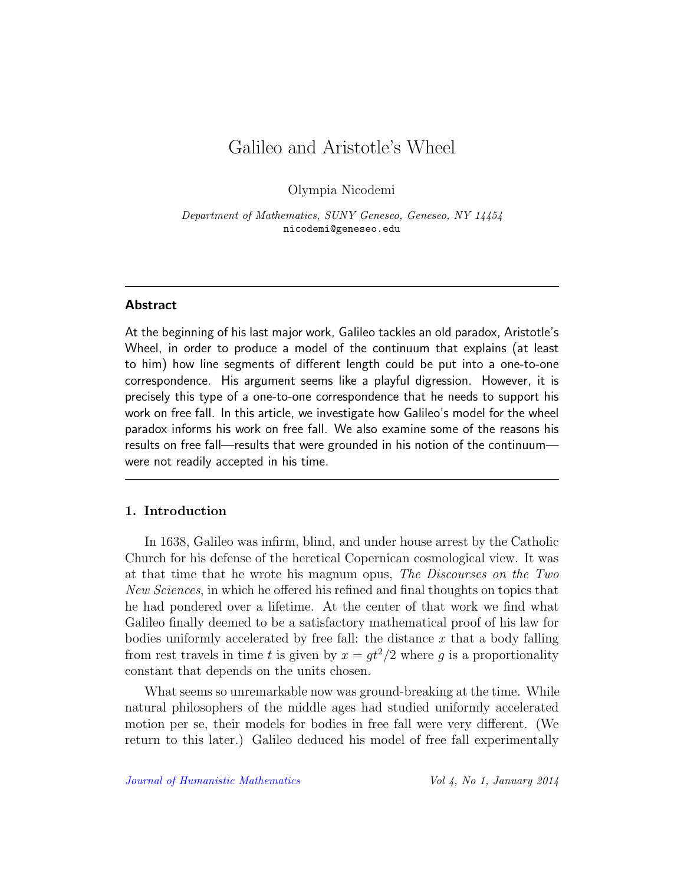# Galileo and Aristotle's Wheel

Olympia Nicodemi

*Department of Mathematics, SUNY Geneseo, Geneseo, NY 14454*
nicodemi@geneseo.edu

---

## Abstract

At the beginning of his last major work, Galileo tackles an old paradox, Aristotle's Wheel, in order to produce a model of the continuum that explains (at least to him) how line segments of different length could be put into a one-to-one correspondence. His argument seems like a playful digression. However, it is precisely this type of a one-to-one correspondence that he needs to support his work on free fall. In this article, we investigate how Galileo's model for the wheel paradox informs his work on free fall. We also examine some of the reasons his results on free fall—results that were grounded in his notion of the continuum—were not readily accepted in his time.

---

## 1. Introduction

In 1638, Galileo was infirm, blind, and under house arrest by the Catholic Church for his defense of the heretical Copernican cosmological view. It was at that time that he wrote his magnum opus, *The Discourses on the Two New Sciences*, in which he offered his refined and final thoughts on topics that he had pondered over a lifetime. At the center of that work we find what Galileo finally deemed to be a satisfactory mathematical proof of his law for bodies uniformly accelerated by free fall: the distance $x$ that a body falling from rest travels in time $t$ is given by $x = gt^2/2$ where $g$ is a proportionality constant that depends on the units chosen.

What seems so unremarkable now was ground-breaking at the time. While natural philosophers of the middle ages had studied uniformly accelerated motion per se, their models for bodies in free fall were very different. (We return to this later.) Galileo deduced his model of free fall experimentally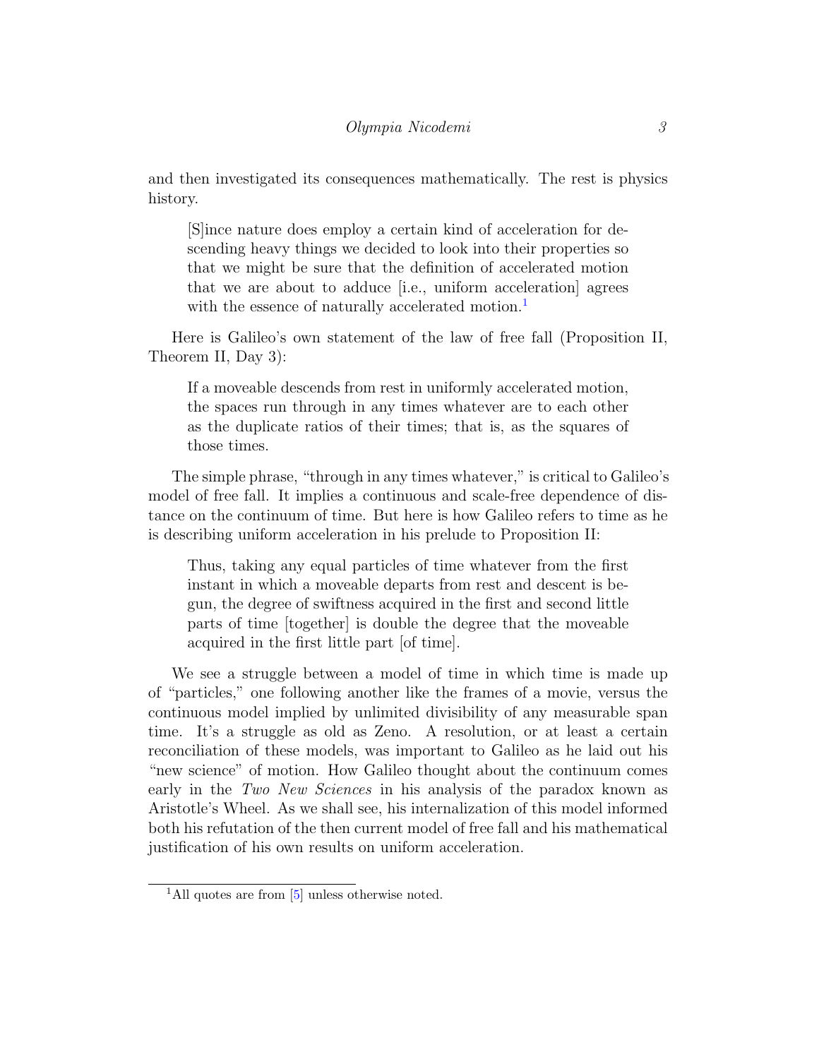and then investigated its consequences mathematically. The rest is physics history.

> [S]ince nature does employ a certain kind of acceleration for descending heavy things we decided to look into their properties so that we might be sure that the definition of accelerated motion that we are about to adduce [i.e., uniform acceleration] agrees with the essence of naturally accelerated motion.[1]

Here is Galileo's own statement of the law of free fall (Proposition II, Theorem II, Day 3):

> If a moveable descends from rest in uniformly accelerated motion, the spaces run through in any times whatever are to each other as the duplicate ratios of their times; that is, as the squares of those times.

The simple phrase, "through in any times whatever," is critical to Galileo's model of free fall. It implies a continuous and scale-free dependence of distance on the continuum of time. But here is how Galileo refers to time as he is describing uniform acceleration in his prelude to Proposition II:

> Thus, taking any equal particles of time whatever from the first instant in which a moveable departs from rest and descent is begun, the degree of swiftness acquired in the first and second little parts of time [together] is double the degree that the moveable acquired in the first little part [of time].

We see a struggle between a model of time in which time is made up of "particles," one following another like the frames of a movie, versus the continuous model implied by unlimited divisibility of any measurable span time. It's a struggle as old as Zeno. A resolution, or at least a certain reconciliation of these models, was important to Galileo as he laid out his "new science" of motion. How Galileo thought about the continuum comes early in the *Two New Sciences* in his analysis of the paradox known as Aristotle's Wheel. As we shall see, his internalization of this model informed both his refutation of the then current model of free fall and his mathematical justification of his own results on uniform acceleration.

[1] All quotes are from [5] unless otherwise noted.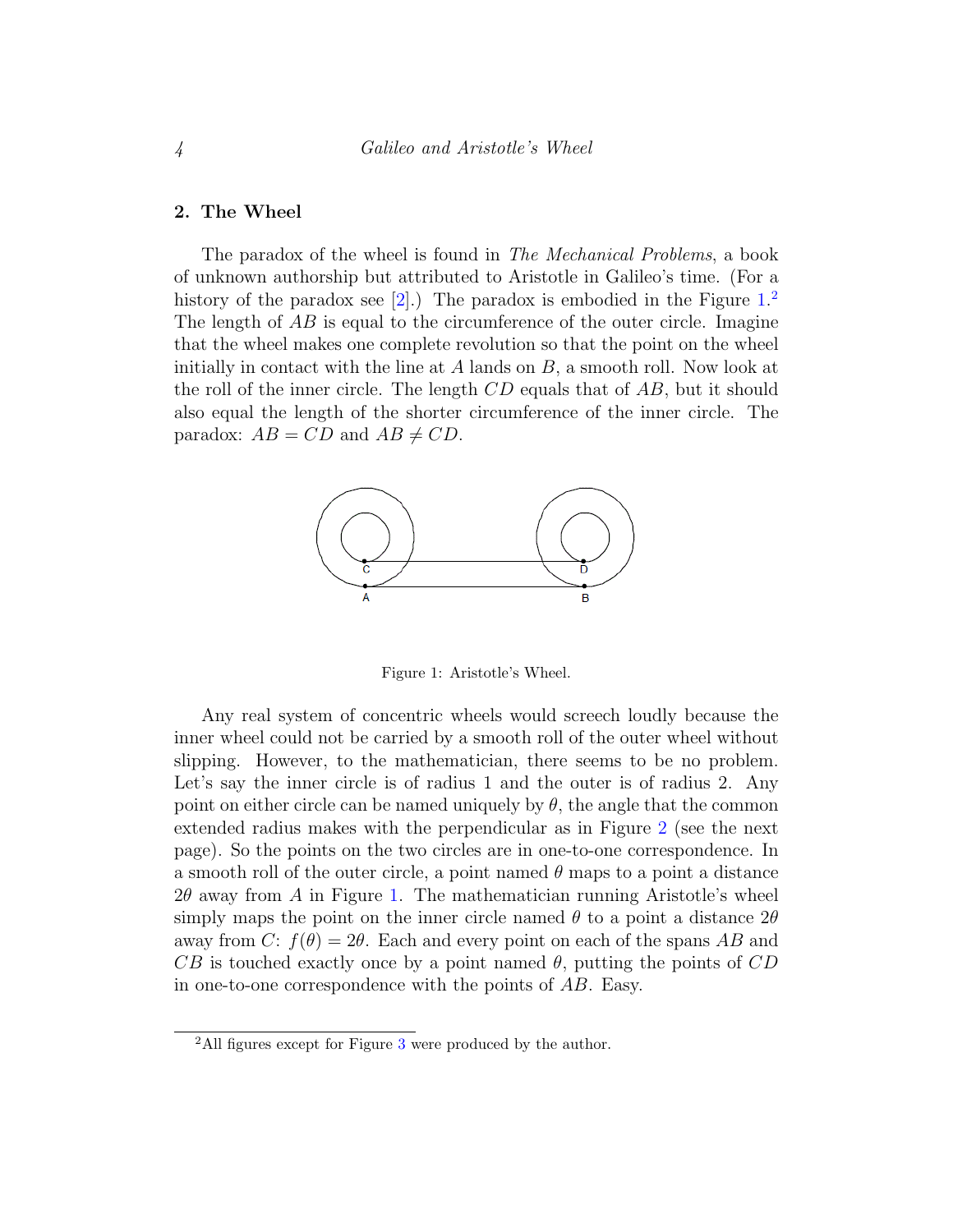## 2. The Wheel

The paradox of the wheel is found in *The Mechanical Problems*, a book of unknown authorship but attributed to Aristotle in Galileo's time. (For a history of the paradox see [2].) The paradox is embodied in the Figure 1.[2] The length of $AB$ is equal to the circumference of the outer circle. Imagine that the wheel makes one complete revolution so that the point on the wheel initially in contact with the line at $A$ lands on $B$, a smooth roll. Now look at the roll of the inner circle. The length $CD$ equals that of $AB$, but it should also equal the length of the shorter circumference of the inner circle. The paradox: $AB = CD$ and $AB \neq CD$.

Figure 1: Aristotle's Wheel.

Any real system of concentric wheels would screech loudly because the inner wheel could not be carried by a smooth roll of the outer wheel without slipping. However, to the mathematician, there seems to be no problem. Let's say the inner circle is of radius 1 and the outer is of radius 2. Any point on either circle can be named uniquely by $\theta$, the angle that the common extended radius makes with the perpendicular as in Figure 2 (see the next page). So the points on the two circles are in one-to-one correspondence. In a smooth roll of the outer circle, a point named $\theta$ maps to a point a distance $2\theta$ away from $A$ in Figure 1. The mathematician running Aristotle's wheel simply maps the point on the inner circle named $\theta$ to a point a distance $2\theta$ away from $C$: $f(\theta) = 2\theta$. Each and every point on each of the spans $AB$ and $CB$ is touched exactly once by a point named $\theta$, putting the points of $CD$ in one-to-one correspondence with the points of $AB$. Easy.

[2] All figures except for Figure 3 were produced by the author.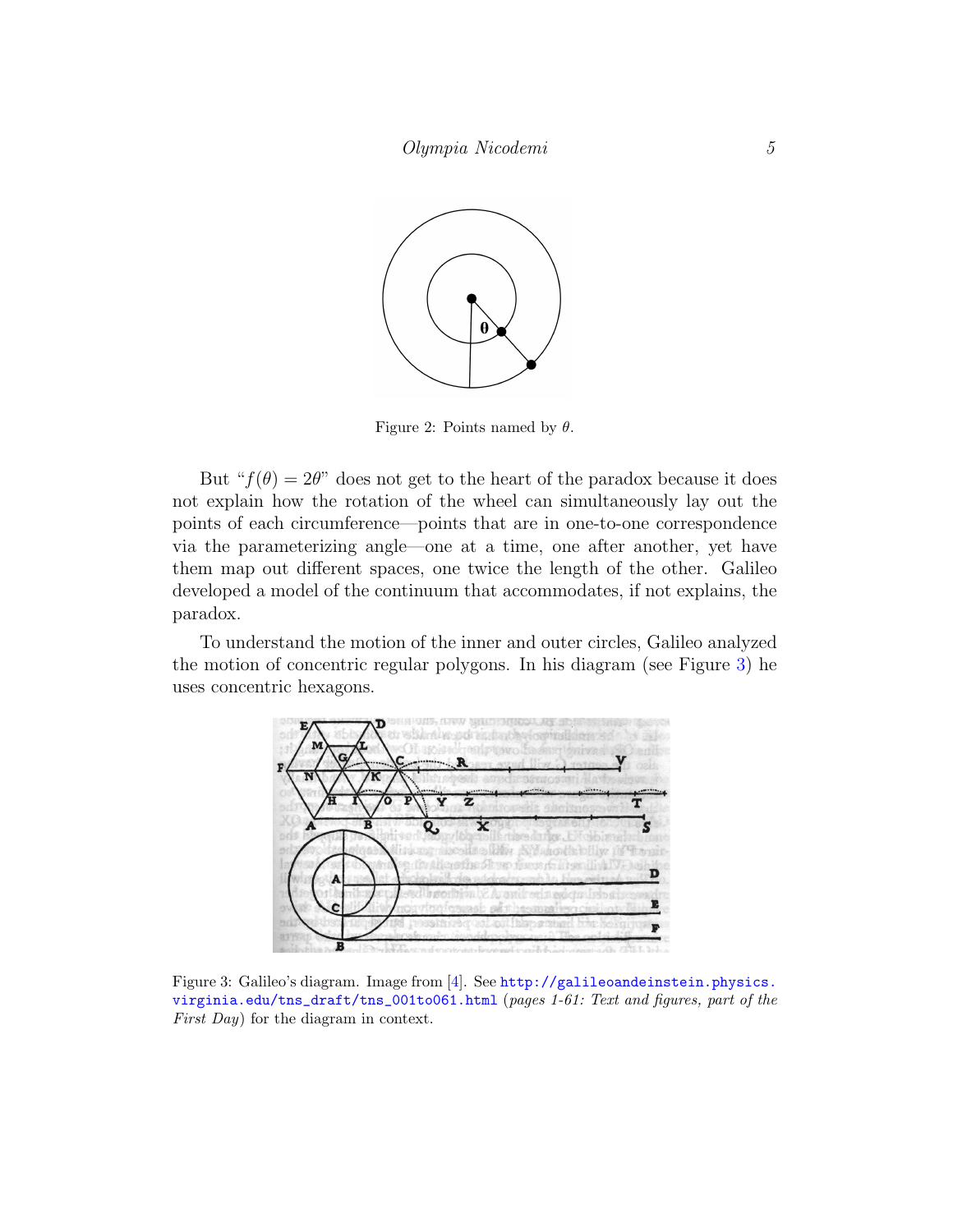Figure 2: Points named by $\theta$.

But "$f(\theta) = 2\theta$" does not get to the heart of the paradox because it does not explain how the rotation of the wheel can simultaneously lay out the points of each circumference—points that are in one-to-one correspondence via the parameterizing angle—one at a time, one after another, yet have them map out different spaces, one twice the length of the other. Galileo developed a model of the continuum that accommodates, if not explains, the paradox.

To understand the motion of the inner and outer circles, Galileo analyzed the motion of concentric regular polygons. In his diagram (see Figure 3) he uses concentric hexagons.

Figure 3: Galileo's diagram. Image from [4]. See http://galileoandeinstein.physics.virginia.edu/tns_draft/tns_001to061.html (*pages 1-61: Text and figures, part of the First Day*) for the diagram in context.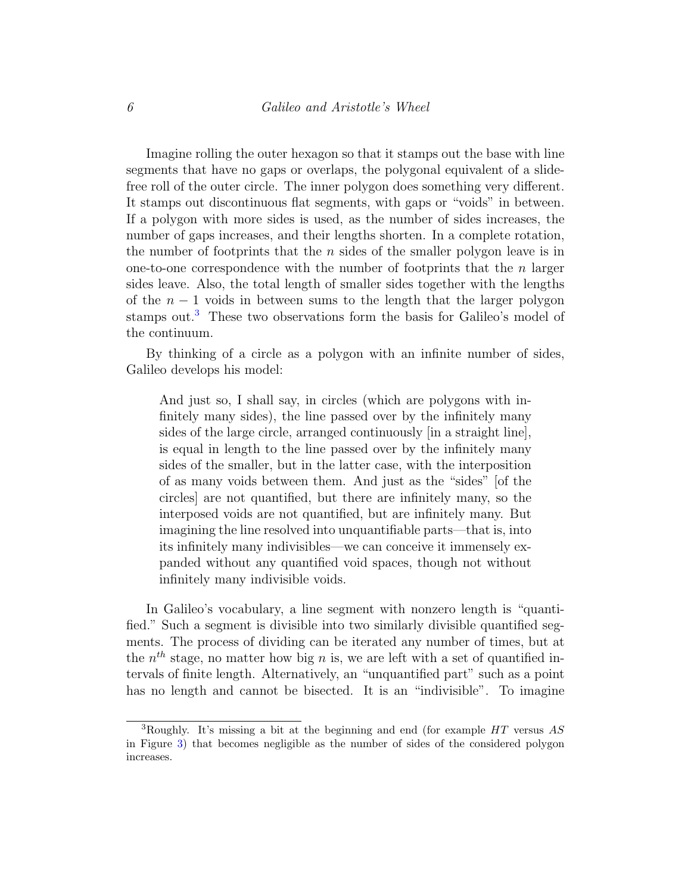Imagine rolling the outer hexagon so that it stamps out the base with line segments that have no gaps or overlaps, the polygonal equivalent of a slide-free roll of the outer circle. The inner polygon does something very different. It stamps out discontinuous flat segments, with gaps or "voids" in between. If a polygon with more sides is used, as the number of sides increases, the number of gaps increases, and their lengths shorten. In a complete rotation, the number of footprints that the $n$ sides of the smaller polygon leave is in one-to-one correspondence with the number of footprints that the $n$ larger sides leave. Also, the total length of smaller sides together with the lengths of the $n-1$ voids in between sums to the length that the larger polygon stamps out.[3] These two observations form the basis for Galileo's model of the continuum.

By thinking of a circle as a polygon with an infinite number of sides, Galileo develops his model:

> And just so, I shall say, in circles (which are polygons with infinitely many sides), the line passed over by the infinitely many sides of the large circle, arranged continuously [in a straight line], is equal in length to the line passed over by the infinitely many sides of the smaller, but in the latter case, with the interposition of as many voids between them. And just as the "sides" [of the circles] are not quantified, but there are infinitely many, so the interposed voids are not quantified, but are infinitely many. But imagining the line resolved into unquantifiable parts—that is, into its infinitely many indivisibles—we can conceive it immensely expanded without any quantified void spaces, though not without infinitely many indivisible voids.

In Galileo's vocabulary, a line segment with nonzero length is "quantified." Such a segment is divisible into two similarly divisible quantified segments. The process of dividing can be iterated any number of times, but at the $n^{th}$ stage, no matter how big $n$ is, we are left with a set of quantified intervals of finite length. Alternatively, an "unquantified part" such as a point has no length and cannot be bisected. It is an "indivisible". To imagine

[3] Roughly. It's missing a bit at the beginning and end (for example $HT$ versus $AS$ in Figure 3) that becomes negligible as the number of sides of the considered polygon increases.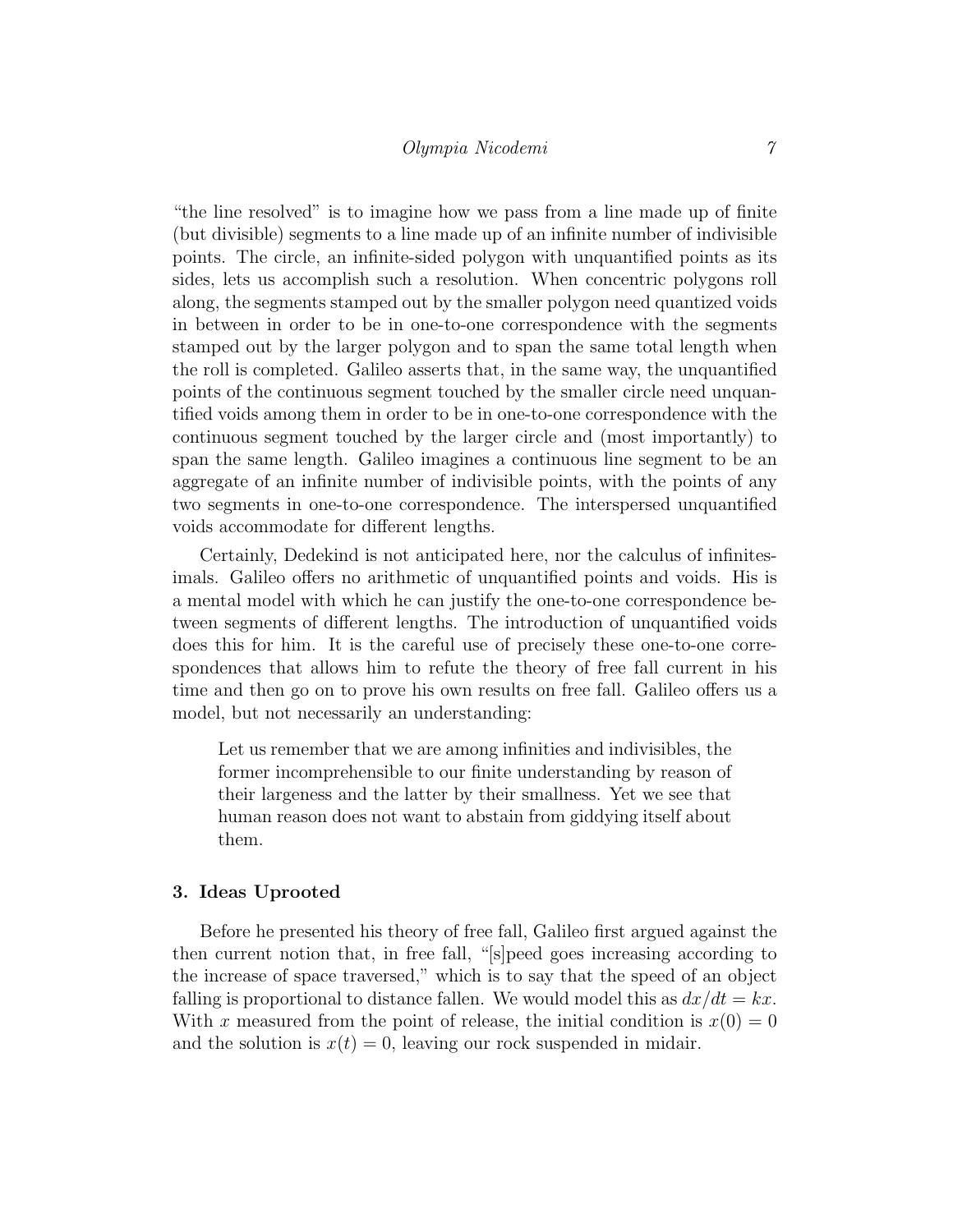"the line resolved" is to imagine how we pass from a line made up of finite (but divisible) segments to a line made up of an infinite number of indivisible points. The circle, an infinite-sided polygon with unquantified points as its sides, lets us accomplish such a resolution. When concentric polygons roll along, the segments stamped out by the smaller polygon need quantized voids in between in order to be in one-to-one correspondence with the segments stamped out by the larger polygon and to span the same total length when the roll is completed. Galileo asserts that, in the same way, the unquantified points of the continuous segment touched by the smaller circle need unquantified voids among them in order to be in one-to-one correspondence with the continuous segment touched by the larger circle and (most importantly) to span the same length. Galileo imagines a continuous line segment to be an aggregate of an infinite number of indivisible points, with the points of any two segments in one-to-one correspondence. The interspersed unquantified voids accommodate for different lengths.

Certainly, Dedekind is not anticipated here, nor the calculus of infinitesimals. Galileo offers no arithmetic of unquantified points and voids. His is a mental model with which he can justify the one-to-one correspondence between segments of different lengths. The introduction of unquantified voids does this for him. It is the careful use of precisely these one-to-one correspondences that allows him to refute the theory of free fall current in his time and then go on to prove his own results on free fall. Galileo offers us a model, but not necessarily an understanding:

> Let us remember that we are among infinities and indivisibles, the former incomprehensible to our finite understanding by reason of their largeness and the latter by their smallness. Yet we see that human reason does not want to abstain from giddying itself about them.

### 3. Ideas Uprooted

Before he presented his theory of free fall, Galileo first argued against the then current notion that, in free fall, "[s]peed goes increasing according to the increase of space traversed," which is to say that the speed of an object falling is proportional to distance fallen. We would model this as $dx/dt = kx$. With $x$ measured from the point of release, the initial condition is $x(0) = 0$ and the solution is $x(t) = 0$, leaving our rock suspended in midair.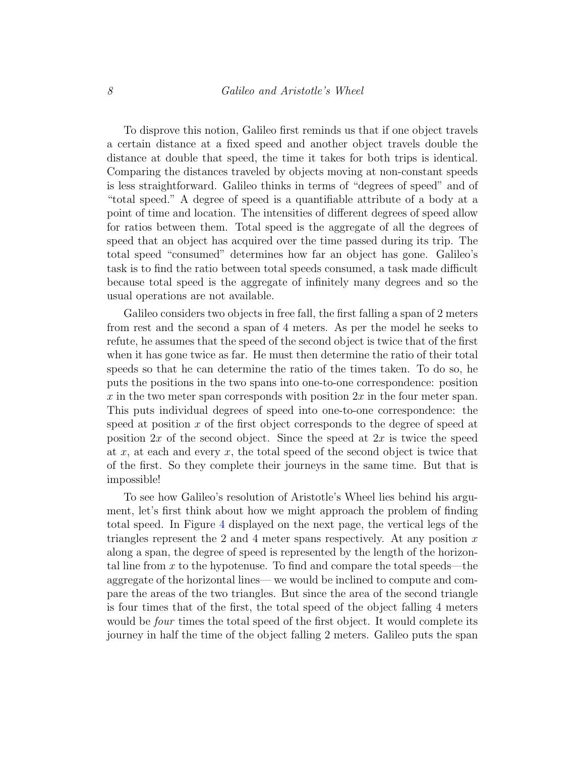To disprove this notion, Galileo first reminds us that if one object travels a certain distance at a fixed speed and another object travels double the distance at double that speed, the time it takes for both trips is identical. Comparing the distances traveled by objects moving at non-constant speeds is less straightforward. Galileo thinks in terms of "degrees of speed" and of "total speed." A degree of speed is a quantifiable attribute of a body at a point of time and location. The intensities of different degrees of speed allow for ratios between them. Total speed is the aggregate of all the degrees of speed that an object has acquired over the time passed during its trip. The total speed "consumed" determines how far an object has gone. Galileo's task is to find the ratio between total speeds consumed, a task made difficult because total speed is the aggregate of infinitely many degrees and so the usual operations are not available.

Galileo considers two objects in free fall, the first falling a span of 2 meters from rest and the second a span of 4 meters. As per the model he seeks to refute, he assumes that the speed of the second object is twice that of the first when it has gone twice as far. He must then determine the ratio of their total speeds so that he can determine the ratio of the times taken. To do so, he puts the positions in the two spans into one-to-one correspondence: position $x$ in the two meter span corresponds with position $2x$ in the four meter span. This puts individual degrees of speed into one-to-one correspondence: the speed at position $x$ of the first object corresponds to the degree of speed at position $2x$ of the second object. Since the speed at $2x$ is twice the speed at $x$, at each and every $x$, the total speed of the second object is twice that of the first. So they complete their journeys in the same time. But that is impossible!

To see how Galileo's resolution of Aristotle's Wheel lies behind his argument, let's first think about how we might approach the problem of finding total speed. In Figure 4 displayed on the next page, the vertical legs of the triangles represent the 2 and 4 meter spans respectively. At any position $x$ along a span, the degree of speed is represented by the length of the horizontal line from $x$ to the hypotenuse. To find and compare the total speeds—the aggregate of the horizontal lines— we would be inclined to compute and compare the areas of the two triangles. But since the area of the second triangle is four times that of the first, the total speed of the object falling 4 meters would be *four* times the total speed of the first object. It would complete its journey in half the time of the object falling 2 meters. Galileo puts the span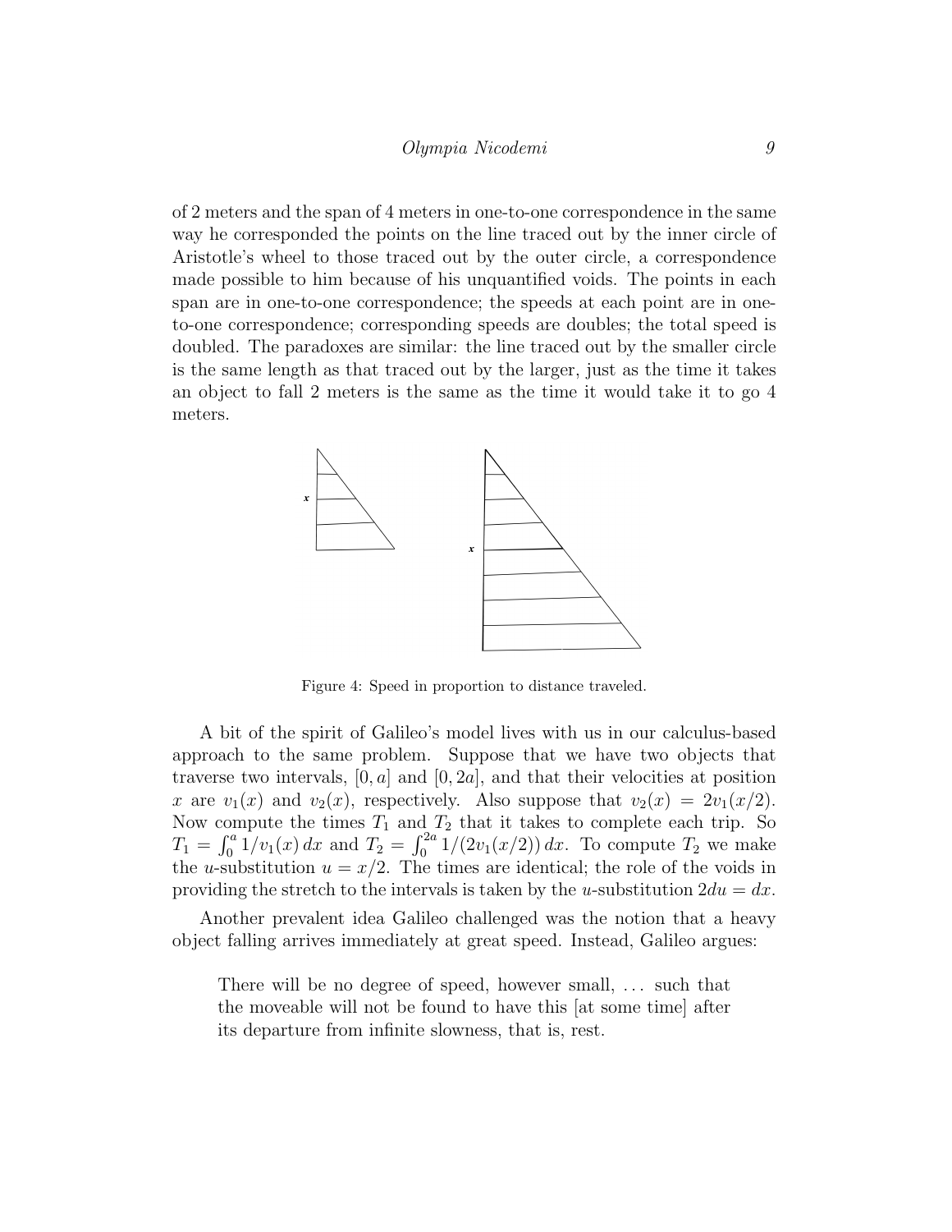of 2 meters and the span of 4 meters in one-to-one correspondence in the same way he corresponded the points on the line traced out by the inner circle of Aristotle's wheel to those traced out by the outer circle, a correspondence made possible to him because of his unquantified voids. The points in each span are in one-to-one correspondence; the speeds at each point are in one-to-one correspondence; corresponding speeds are doubles; the total speed is doubled. The paradoxes are similar: the line traced out by the smaller circle is the same length as that traced out by the larger, just as the time it takes an object to fall 2 meters is the same as the time it would take it to go 4 meters.

Figure 4: Speed in proportion to distance traveled.

A bit of the spirit of Galileo's model lives with us in our calculus-based approach to the same problem. Suppose that we have two objects that traverse two intervals, $[0, a]$ and $[0, 2a]$, and that their velocities at position $x$ are $v_1(x)$ and $v_2(x)$, respectively. Also suppose that $v_2(x) = 2v_1(x/2)$. Now compute the times $T_1$ and $T_2$ that it takes to complete each trip. So $T_1 = \int_0^a 1/v_1(x)\,dx$ and $T_2 = \int_0^{2a} 1/(2v_1(x/2))\,dx$. To compute $T_2$ we make the $u$-substitution $u = x/2$. The times are identical; the role of the voids in providing the stretch to the intervals is taken by the $u$-substitution $2du = dx$.

Another prevalent idea Galileo challenged was the notion that a heavy object falling arrives immediately at great speed. Instead, Galileo argues:

> There will be no degree of speed, however small, ... such that the moveable will not be found to have this [at some time] after its departure from infinite slowness, that is, rest.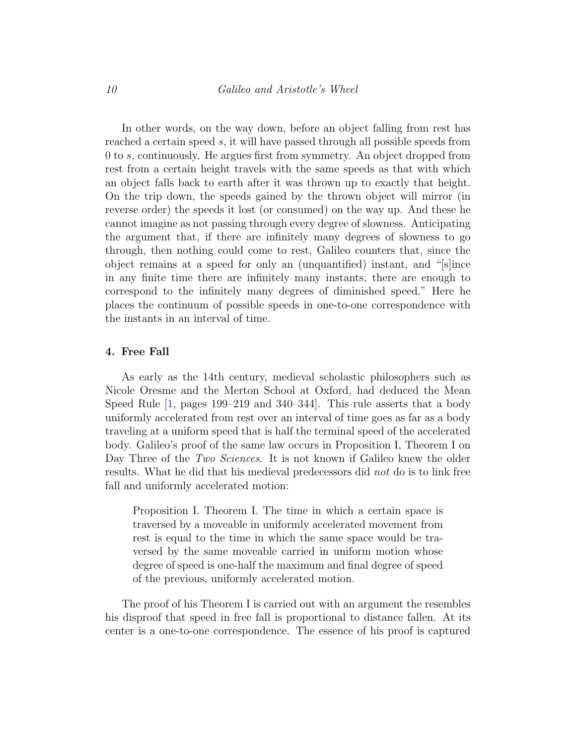In other words, on the way down, before an object falling from rest has reached a certain speed $s$, it will have passed through all possible speeds from 0 to $s$, continuously. He argues first from symmetry. An object dropped from rest from a certain height travels with the same speeds as that with which an object falls back to earth after it was thrown up to exactly that height. On the trip down, the speeds gained by the thrown object will mirror (in reverse order) the speeds it lost (or consumed) on the way up. And these he cannot imagine as not passing through every degree of slowness. Anticipating the argument that, if there are infinitely many degrees of slowness to go through, then nothing could come to rest, Galileo counters that, since the object remains at a speed for only an (unquantified) instant, and "[s]ince in any finite time there are infinitely many instants, there are enough to correspond to the infinitely many degrees of diminished speed." Here he places the continuum of possible speeds in one-to-one correspondence with the instants in an interval of time.

### 4. Free Fall

As early as the 14th century, medieval scholastic philosophers such as Nicole Oresme and the Merton School at Oxford, had deduced the Mean Speed Rule [1, pages 199–219 and 340–344]. This rule asserts that a body uniformly accelerated from rest over an interval of time goes as far as a body traveling at a uniform speed that is half the terminal speed of the accelerated body. Galileo's proof of the same law occurs in Proposition I, Theorem I on Day Three of the *Two Sciences*. It is not known if Galileo knew the older results. What he did that his medieval predecessors did *not* do is to link free fall and uniformly accelerated motion:

> Proposition I. Theorem I. The time in which a certain space is traversed by a moveable in uniformly accelerated movement from rest is equal to the time in which the same space would be traversed by the same moveable carried in uniform motion whose degree of speed is one-half the maximum and final degree of speed of the previous, uniformly accelerated motion.

The proof of his Theorem I is carried out with an argument the resembles his disproof that speed in free fall is proportional to distance fallen. At its center is a one-to-one correspondence. The essence of his proof is captured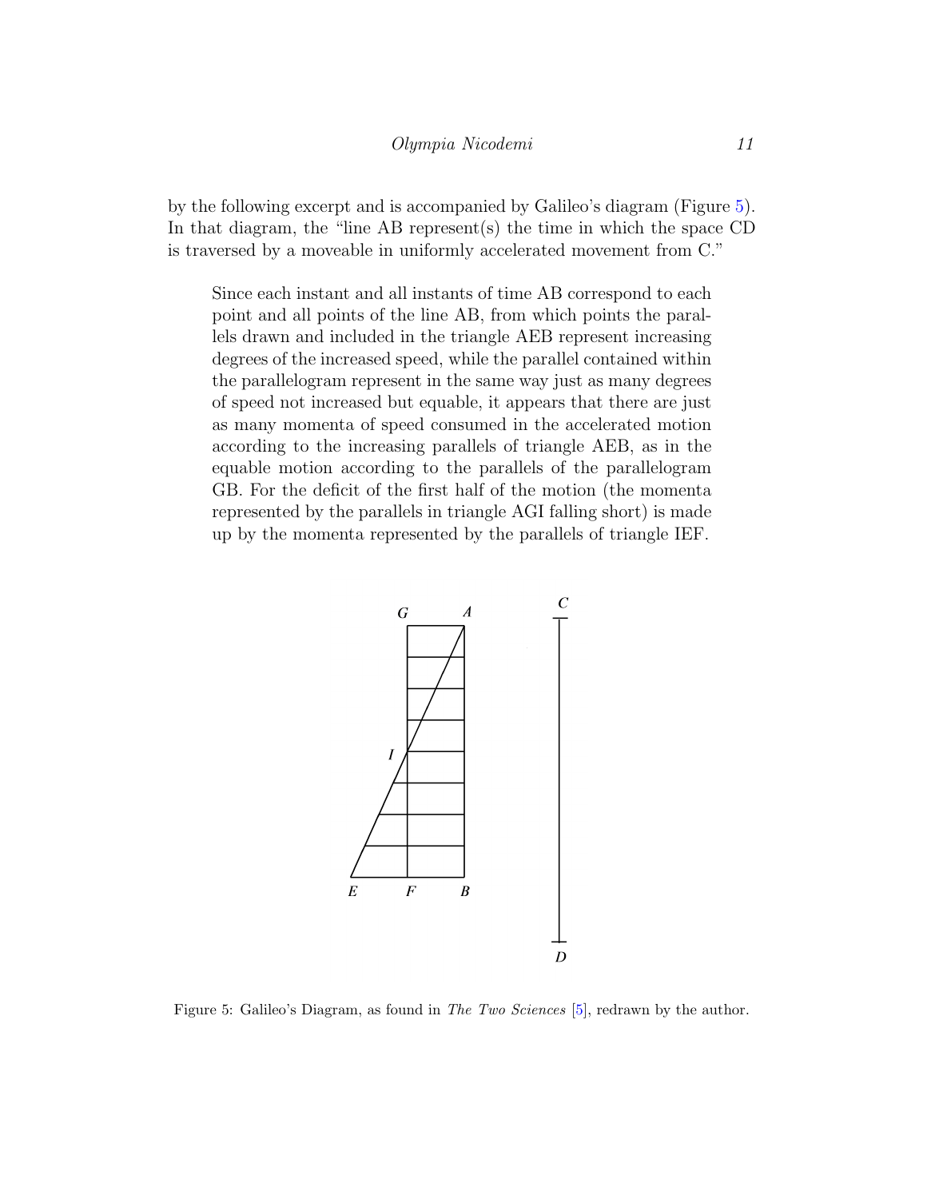by the following excerpt and is accompanied by Galileo's diagram (Figure 5). In that diagram, the "line AB represent(s) the time in which the space CD is traversed by a moveable in uniformly accelerated movement from C."

> Since each instant and all instants of time AB correspond to each point and all points of the line AB, from which points the parallels drawn and included in the triangle AEB represent increasing degrees of the increased speed, while the parallel contained within the parallelogram represent in the same way just as many degrees of speed not increased but equable, it appears that there are just as many momenta of speed consumed in the accelerated motion according to the increasing parallels of triangle AEB, as in the equable motion according to the parallels of the parallelogram GB. For the deficit of the first half of the motion (the momenta represented by the parallels in triangle AGI falling short) is made up by the momenta represented by the parallels of triangle IEF.

Figure 5: Galileo's Diagram, as found in *The Two Sciences* [5], redrawn by the author.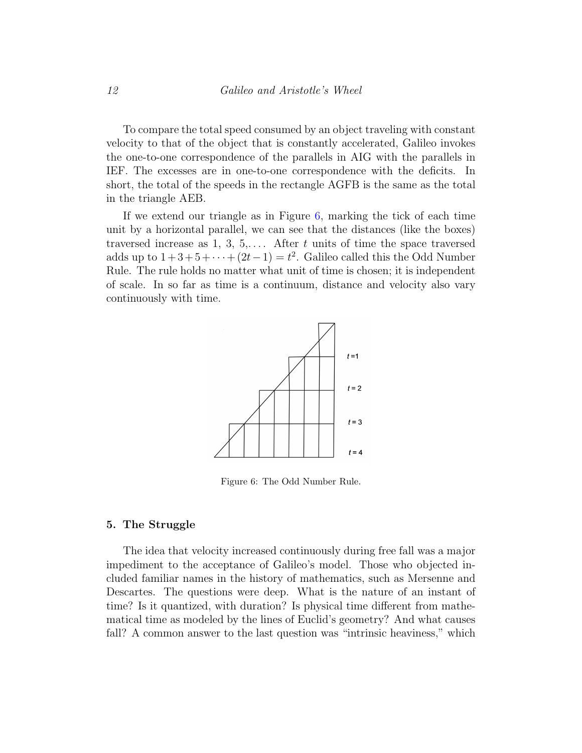To compare the total speed consumed by an object traveling with constant velocity to that of the object that is constantly accelerated, Galileo invokes the one-to-one correspondence of the parallels in AIG with the parallels in IEF. The excesses are in one-to-one correspondence with the deficits. In short, the total of the speeds in the rectangle AGFB is the same as the total in the triangle AEB.

If we extend our triangle as in Figure 6, marking the tick of each time unit by a horizontal parallel, we can see that the distances (like the boxes) traversed increase as 1, 3, 5,.... After $t$ units of time the space traversed adds up to $1+3+5+\cdots+(2t-1)=t^2$. Galileo called this the Odd Number Rule. The rule holds no matter what unit of time is chosen; it is independent of scale. In so far as time is a continuum, distance and velocity also vary continuously with time.

Figure 6: The Odd Number Rule.

## 5. The Struggle

The idea that velocity increased continuously during free fall was a major impediment to the acceptance of Galileo's model. Those who objected included familiar names in the history of mathematics, such as Mersenne and Descartes. The questions were deep. What is the nature of an instant of time? Is it quantized, with duration? Is physical time different from mathematical time as modeled by the lines of Euclid's geometry? And what causes fall? A common answer to the last question was "intrinsic heaviness," which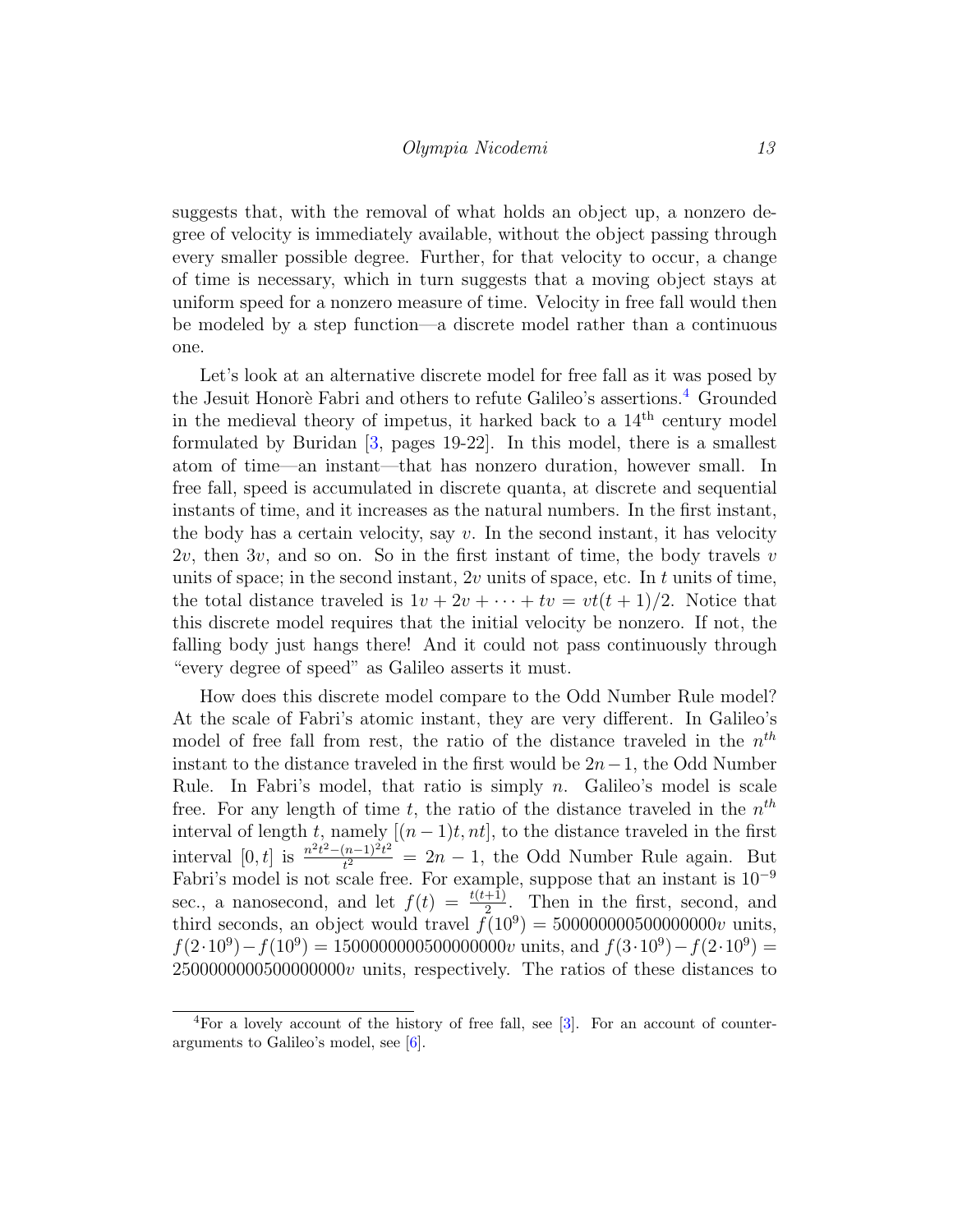suggests that, with the removal of what holds an object up, a nonzero degree of velocity is immediately available, without the object passing through every smaller possible degree. Further, for that velocity to occur, a change of time is necessary, which in turn suggests that a moving object stays at uniform speed for a nonzero measure of time. Velocity in free fall would then be modeled by a step function—a discrete model rather than a continuous one.

Let's look at an alternative discrete model for free fall as it was posed by the Jesuit Honorè Fabri and others to refute Galileo's assertions.[4] Grounded in the medieval theory of impetus, it harked back to a 14th century model formulated by Buridan [3, pages 19-22]. In this model, there is a smallest atom of time—an instant—that has nonzero duration, however small. In free fall, speed is accumulated in discrete quanta, at discrete and sequential instants of time, and it increases as the natural numbers. In the first instant, the body has a certain velocity, say $v$. In the second instant, it has velocity $2v$, then $3v$, and so on. So in the first instant of time, the body travels $v$ units of space; in the second instant, $2v$ units of space, etc. In $t$ units of time, the total distance traveled is $1v + 2v + \cdots + tv = vt(t+1)/2$. Notice that this discrete model requires that the initial velocity be nonzero. If not, the falling body just hangs there! And it could not pass continuously through "every degree of speed" as Galileo asserts it must.

How does this discrete model compare to the Odd Number Rule model? At the scale of Fabri's atomic instant, they are very different. In Galileo's model of free fall from rest, the ratio of the distance traveled in the $n^{th}$ instant to the distance traveled in the first would be $2n-1$, the Odd Number Rule. In Fabri's model, that ratio is simply $n$. Galileo's model is scale free. For any length of time $t$, the ratio of the distance traveled in the $n^{th}$ interval of length $t$, namely $[(n-1)t, nt]$, to the distance traveled in the first interval $[0,t]$ is $\frac{n^2t^2-(n-1)^2t^2}{t^2} = 2n-1$, the Odd Number Rule again. But Fabri's model is not scale free. For example, suppose that an instant is $10^{-9}$ sec., a nanosecond, and let $f(t) = \frac{t(t+1)}{2}$. Then in the first, second, and third seconds, an object would travel $f(10^9) = 500000000500000000v$ units, $f(2\cdot 10^9) - f(10^9) = 1500000000500000000v$ units, and $f(3\cdot 10^9) - f(2\cdot 10^9) = 2500000000500000000v$ units, respectively. The ratios of these distances to

[4] For a lovely account of the history of free fall, see [3]. For an account of counterarguments to Galileo's model, see [6].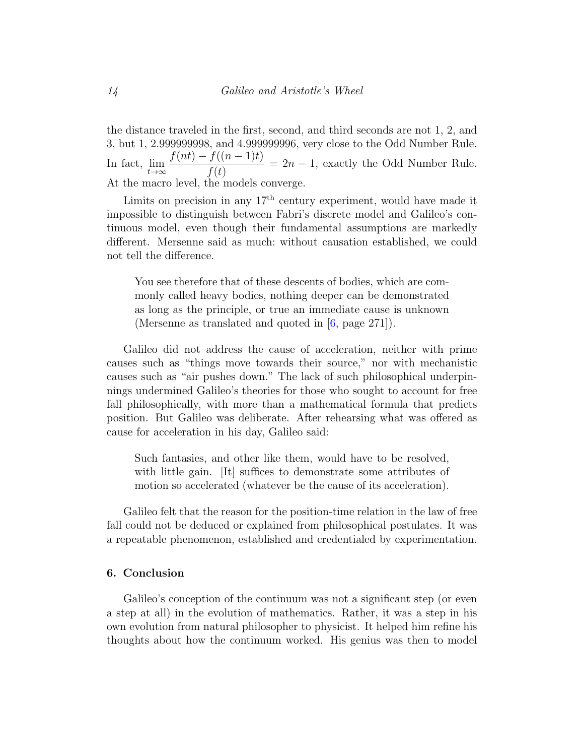the distance traveled in the first, second, and third seconds are not 1, 2, and 3, but 1, 2.999999998, and 4.999999996, very close to the Odd Number Rule. In fact, $\lim_{t\to\infty} \frac{f(nt) - f((n-1)t)}{f(t)} = 2n - 1$, exactly the Odd Number Rule. At the macro level, the models converge.

Limits on precision in any 17th century experiment, would have made it impossible to distinguish between Fabri's discrete model and Galileo's continuous model, even though their fundamental assumptions are markedly different. Mersenne said as much: without causation established, we could not tell the difference.

> You see therefore that of these descents of bodies, which are commonly called heavy bodies, nothing deeper can be demonstrated as long as the principle, or true an immediate cause is unknown (Mersenne as translated and quoted in [6, page 271]).

Galileo did not address the cause of acceleration, neither with prime causes such as "things move towards their source," nor with mechanistic causes such as "air pushes down." The lack of such philosophical underpinnings undermined Galileo's theories for those who sought to account for free fall philosophically, with more than a mathematical formula that predicts position. But Galileo was deliberate. After rehearsing what was offered as cause for acceleration in his day, Galileo said:

> Such fantasies, and other like them, would have to be resolved, with little gain. [It] suffices to demonstrate some attributes of motion so accelerated (whatever be the cause of its acceleration).

Galileo felt that the reason for the position-time relation in the law of free fall could not be deduced or explained from philosophical postulates. It was a repeatable phenomenon, established and credentialed by experimentation.

## 6. Conclusion

Galileo's conception of the continuum was not a significant step (or even a step at all) in the evolution of mathematics. Rather, it was a step in his own evolution from natural philosopher to physicist. It helped him refine his thoughts about how the continuum worked. His genius was then to model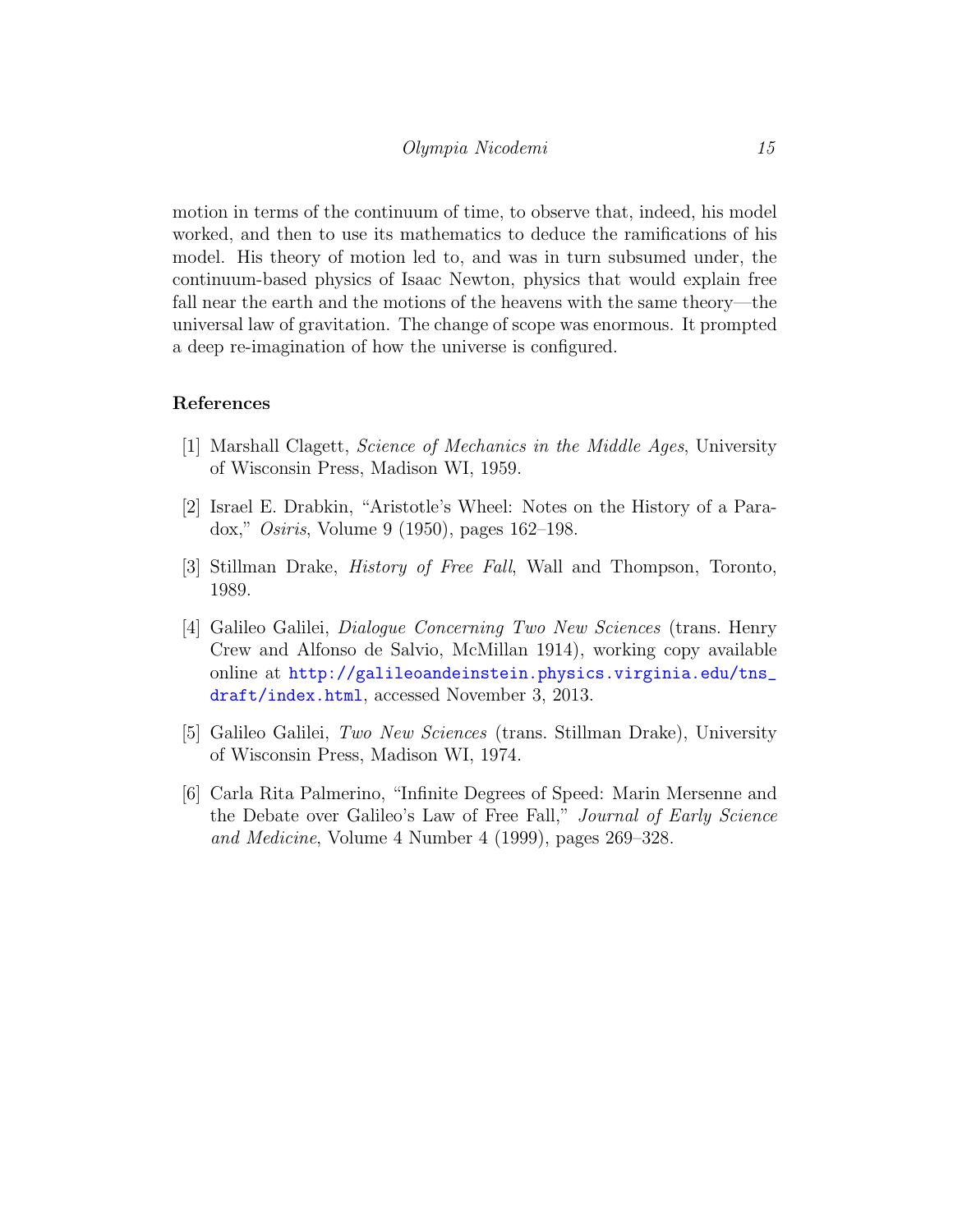motion in terms of the continuum of time, to observe that, indeed, his model worked, and then to use its mathematics to deduce the ramifications of his model. His theory of motion led to, and was in turn subsumed under, the continuum-based physics of Isaac Newton, physics that would explain free fall near the earth and the motions of the heavens with the same theory—the universal law of gravitation. The change of scope was enormous. It prompted a deep re-imagination of how the universe is configured.

## References

[1] Marshall Clagett, *Science of Mechanics in the Middle Ages*, University of Wisconsin Press, Madison WI, 1959.

[2] Israel E. Drabkin, "Aristotle's Wheel: Notes on the History of a Paradox," *Osiris*, Volume 9 (1950), pages 162–198.

[3] Stillman Drake, *History of Free Fall*, Wall and Thompson, Toronto, 1989.

[4] Galileo Galilei, *Dialogue Concerning Two New Sciences* (trans. Henry Crew and Alfonso de Salvio, McMillan 1914), working copy available online at http://galileoandeinstein.physics.virginia.edu/tns_draft/index.html, accessed November 3, 2013.

[5] Galileo Galilei, *Two New Sciences* (trans. Stillman Drake), University of Wisconsin Press, Madison WI, 1974.

[6] Carla Rita Palmerino, "Infinite Degrees of Speed: Marin Mersenne and the Debate over Galileo's Law of Free Fall," *Journal of Early Science and Medicine*, Volume 4 Number 4 (1999), pages 269–328.